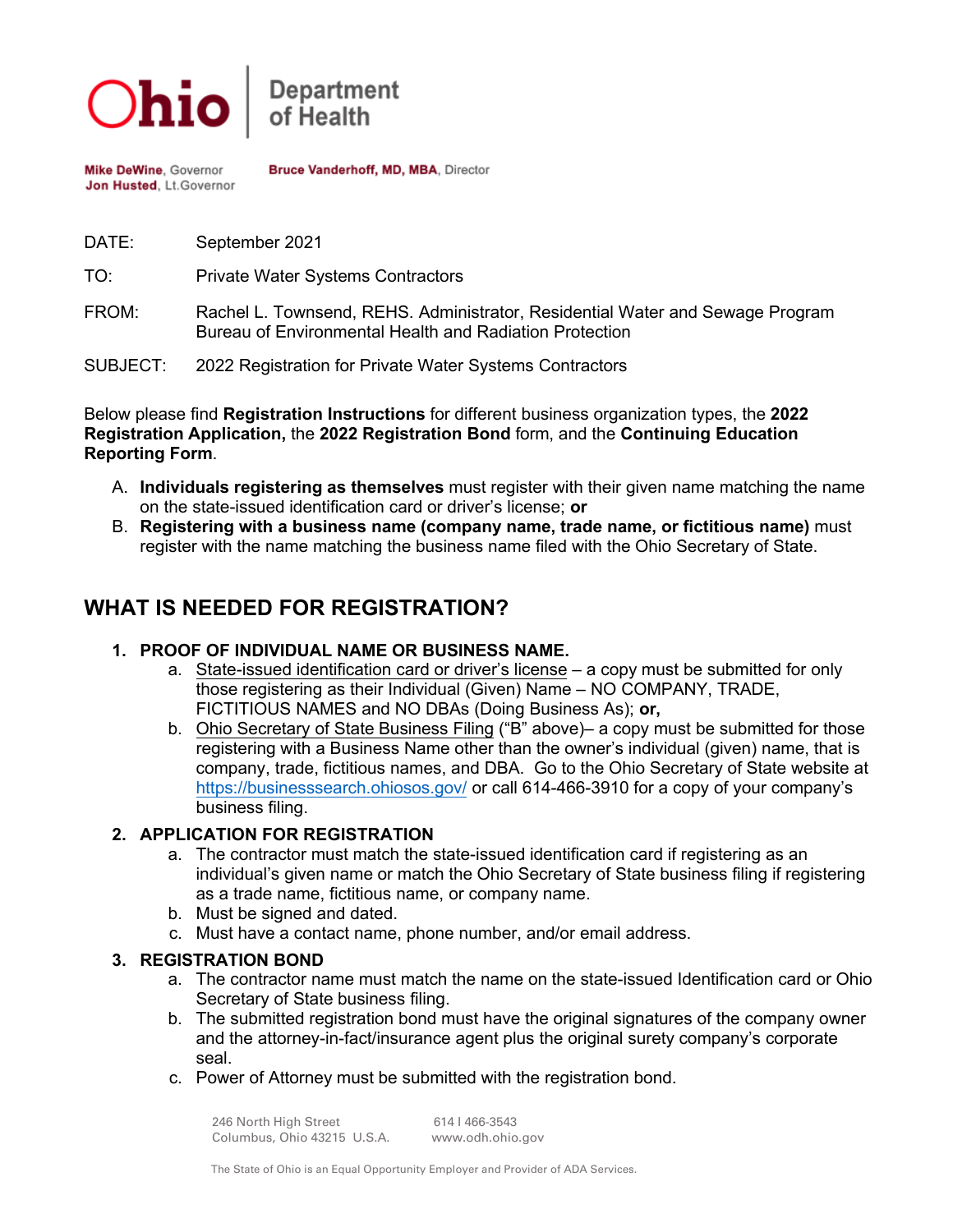Ohio Department of Health

**Mike DeWine**, Governor
**Jon Husted**, Lt.Governor

**Bruce Vanderhoff, MD, MBA**, Director

DATE: September 2021

TO: Private Water Systems Contractors

FROM: Rachel L. Townsend, REHS. Administrator, Residential Water and Sewage Program
Bureau of Environmental Health and Radiation Protection

SUBJECT: 2022 Registration for Private Water Systems Contractors

Below please find **Registration Instructions** for different business organization types, the **2022 Registration Application,** the **2022 Registration Bond** form, and the **Continuing Education Reporting Form**.

A. **Individuals registering as themselves** must register with their given name matching the name on the state-issued identification card or driver's license; **or**
B. **Registering with a business name (company name, trade name, or fictitious name)** must register with the name matching the business name filed with the Ohio Secretary of State.

## WHAT IS NEEDED FOR REGISTRATION?

1. **PROOF OF INDIVIDUAL NAME OR BUSINESS NAME.**
   a. State-issued identification card or driver's license – a copy must be submitted for only those registering as their Individual (Given) Name – NO COMPANY, TRADE, FICTITIOUS NAMES and NO DBAs (Doing Business As); **or,**
   b. Ohio Secretary of State Business Filing ("B" above)– a copy must be submitted for those registering with a Business Name other than the owner's individual (given) name, that is company, trade, fictitious names, and DBA. Go to the Ohio Secretary of State website at https://businesssearch.ohiosos.gov/ or call 614-466-3910 for a copy of your company's business filing.
2. **APPLICATION FOR REGISTRATION**
   a. The contractor must match the state-issued identification card if registering as an individual's given name or match the Ohio Secretary of State business filing if registering as a trade name, fictitious name, or company name.
   b. Must be signed and dated.
   c. Must have a contact name, phone number, and/or email address.
3. **REGISTRATION BOND**
   a. The contractor name must match the name on the state-issued Identification card or Ohio Secretary of State business filing.
   b. The submitted registration bond must have the original signatures of the company owner and the attorney-in-fact/insurance agent plus the original surety company's corporate seal.
   c. Power of Attorney must be submitted with the registration bond.

246 North High Street
Columbus, Ohio 43215 U.S.A.

614 | 466-3543
www.odh.ohio.gov

The State of Ohio is an Equal Opportunity Employer and Provider of ADA Services.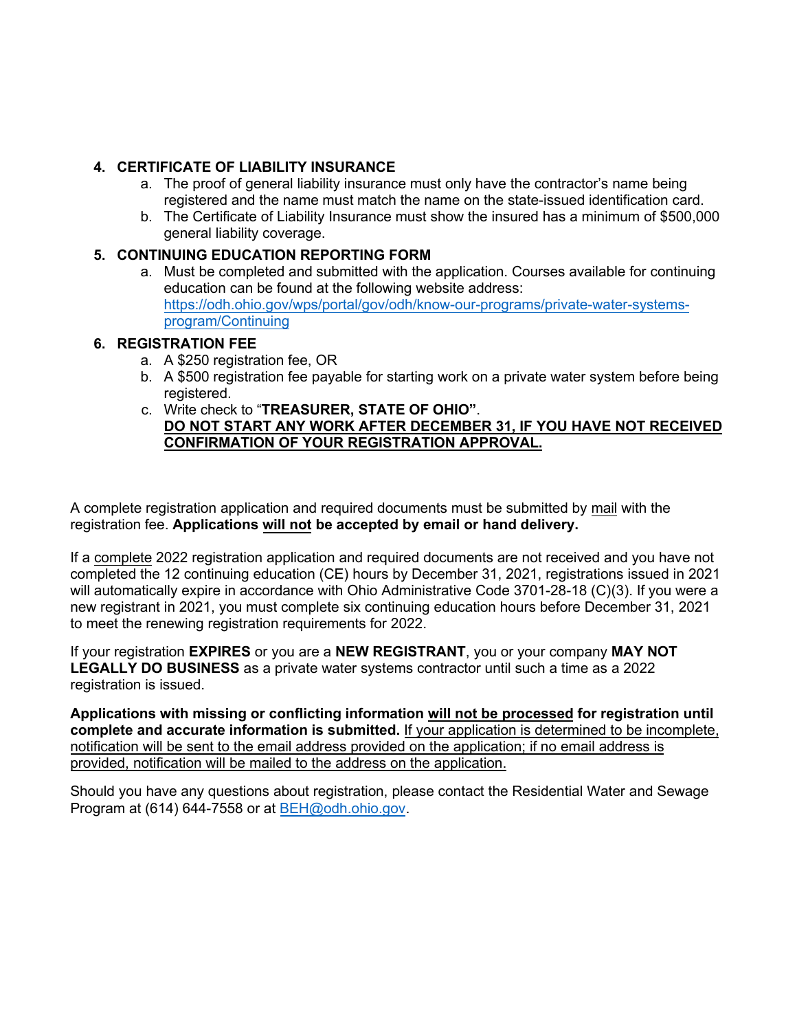4. **CERTIFICATE OF LIABILITY INSURANCE**
    a. The proof of general liability insurance must only have the contractor's name being registered and the name must match the name on the state-issued identification card.
    b. The Certificate of Liability Insurance must show the insured has a minimum of $500,000 general liability coverage.

5. **CONTINUING EDUCATION REPORTING FORM**
    a. Must be completed and submitted with the application. Courses available for continuing education can be found at the following website address: [https://odh.ohio.gov/wps/portal/gov/odh/know-our-programs/private-water-systems-program/Continuing](https://odh.ohio.gov/wps/portal/gov/odh/know-our-programs/private-water-systems-program/Continuing)

6. **REGISTRATION FEE**
    a. A $250 registration fee, OR
    b. A $500 registration fee payable for starting work on a private water system before being registered.
    c. Write check to "**TREASURER, STATE OF OHIO"**.
    **DO NOT START ANY WORK AFTER DECEMBER 31, IF YOU HAVE NOT RECEIVED CONFIRMATION OF YOUR REGISTRATION APPROVAL.**

A complete registration application and required documents must be submitted by mail with the registration fee. **Applications will not be accepted by email or hand delivery.**

If a complete 2022 registration application and required documents are not received and you have not completed the 12 continuing education (CE) hours by December 31, 2021, registrations issued in 2021 will automatically expire in accordance with Ohio Administrative Code 3701-28-18 (C)(3). If you were a new registrant in 2021, you must complete six continuing education hours before December 31, 2021 to meet the renewing registration requirements for 2022.

If your registration **EXPIRES** or you are a **NEW REGISTRANT**, you or your company **MAY NOT LEGALLY DO BUSINESS** as a private water systems contractor until such a time as a 2022 registration is issued.

**Applications with missing or conflicting information will not be processed for registration until complete and accurate information is submitted.** If your application is determined to be incomplete, notification will be sent to the email address provided on the application; if no email address is provided, notification will be mailed to the address on the application.

Should you have any questions about registration, please contact the Residential Water and Sewage Program at (614) 644-7558 or at [BEH@odh.ohio.gov](mailto:BEH@odh.ohio.gov).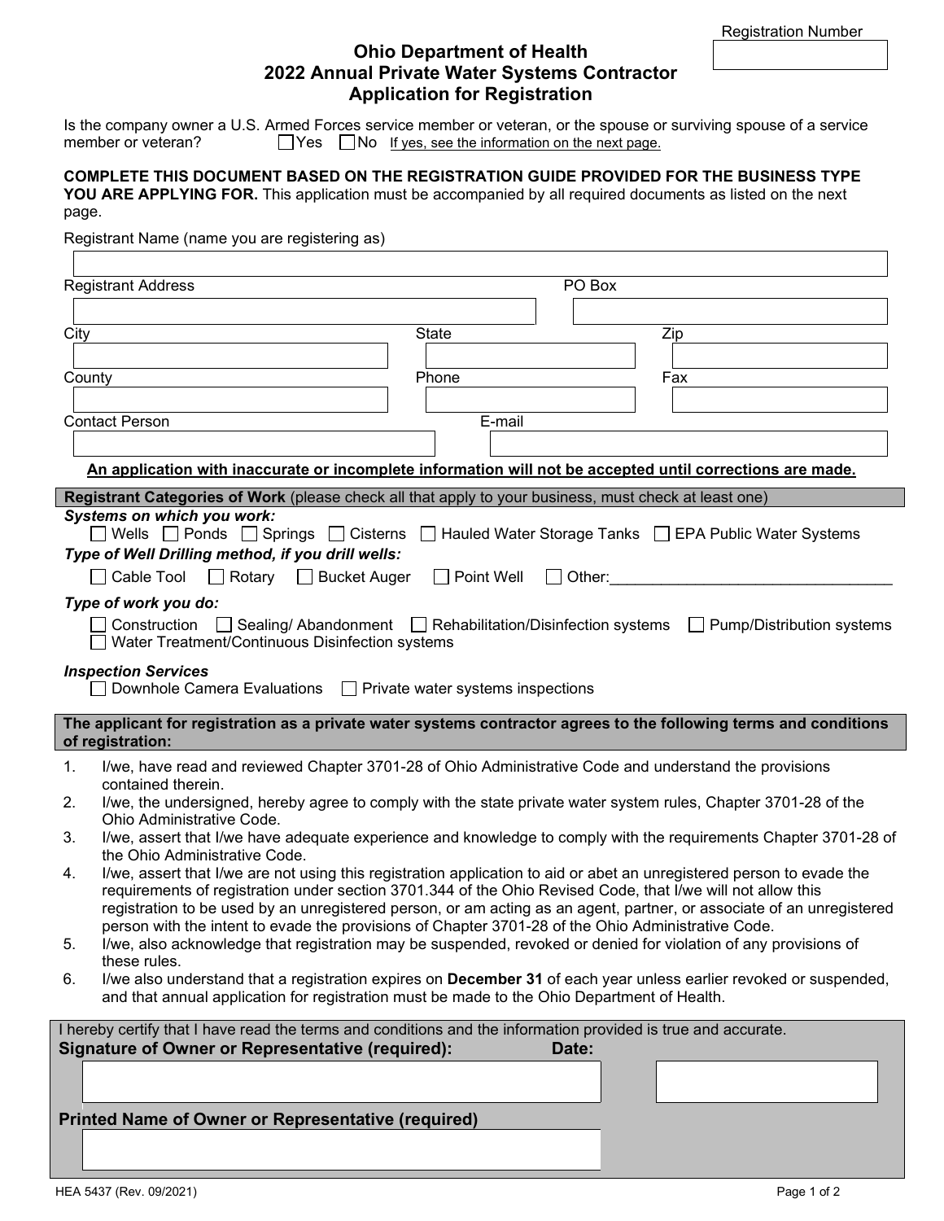Registration Number

# Ohio Department of Health
## 2022 Annual Private Water Systems Contractor
## Application for Registration

Is the company owner a U.S. Armed Forces service member or veteran, or the spouse or surviving spouse of a service member or veteran? ☐ Yes ☐ No If yes, see the information on the next page.

**COMPLETE THIS DOCUMENT BASED ON THE REGISTRATION GUIDE PROVIDED FOR THE BUSINESS TYPE YOU ARE APPLYING FOR.** This application must be accompanied by all required documents as listed on the next page.

Registrant Name (name you are registering as)

Registrant Address | PO Box

City | State | Zip

County | Phone | Fax

Contact Person | E-mail

**An application with inaccurate or incomplete information will not be accepted until corrections are made.**

**Registrant Categories of Work** (please check all that apply to your business, must check at least one)

*Systems on which you work:*

☐ Wells ☐ Ponds ☐ Springs ☐ Cisterns ☐ Hauled Water Storage Tanks ☐ EPA Public Water Systems

*Type of Well Drilling method, if you drill wells:*

☐ Cable Tool ☐ Rotary ☐ Bucket Auger ☐ Point Well ☐ Other:___________________________

*Type of work you do:*

☐ Construction ☐ Sealing/ Abandonment ☐ Rehabilitation/Disinfection systems ☐ Pump/Distribution systems ☐ Water Treatment/Continuous Disinfection systems

*Inspection Services*

☐ Downhole Camera Evaluations ☐ Private water systems inspections

**The applicant for registration as a private water systems contractor agrees to the following terms and conditions of registration:**

1. I/we, have read and reviewed Chapter 3701-28 of Ohio Administrative Code and understand the provisions contained therein.
2. I/we, the undersigned, hereby agree to comply with the state private water system rules, Chapter 3701-28 of the Ohio Administrative Code.
3. I/we, assert that I/we have adequate experience and knowledge to comply with the requirements Chapter 3701-28 of the Ohio Administrative Code.
4. I/we, assert that I/we are not using this registration application to aid or abet an unregistered person to evade the requirements of registration under section 3701.344 of the Ohio Revised Code, that I/we will not allow this registration to be used by an unregistered person, or am acting as an agent, partner, or associate of an unregistered person with the intent to evade the provisions of Chapter 3701-28 of the Ohio Administrative Code.
5. I/we, also acknowledge that registration may be suspended, revoked or denied for violation of any provisions of these rules.
6. I/we also understand that a registration expires on **December 31** of each year unless earlier revoked or suspended, and that annual application for registration must be made to the Ohio Department of Health.

I hereby certify that I have read the terms and conditions and the information provided is true and accurate.

**Signature of Owner or Representative (required):** **Date:**

**Printed Name of Owner or Representative (required)**

HEA 5437 (Rev. 09/2021)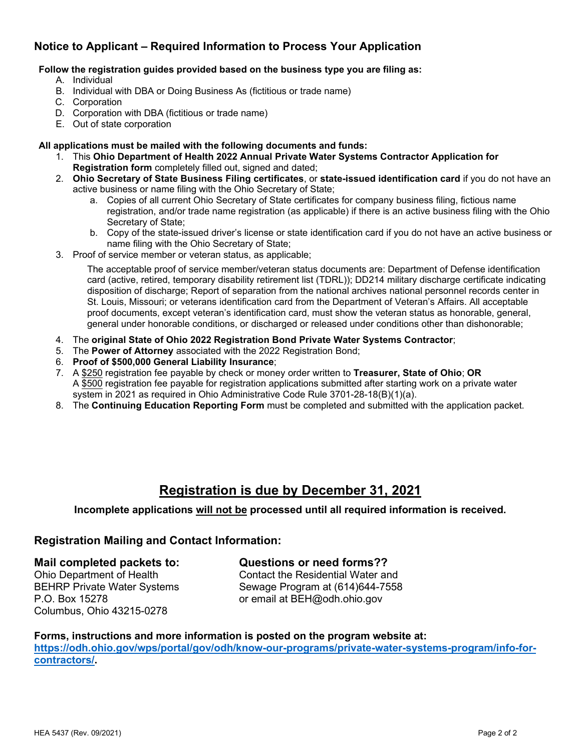## Notice to Applicant – Required Information to Process Your Application

**Follow the registration guides provided based on the business type you are filing as:**

A. Individual
B. Individual with DBA or Doing Business As (fictitious or trade name)
C. Corporation
D. Corporation with DBA (fictitious or trade name)
E. Out of state corporation

**All applications must be mailed with the following documents and funds:**

1. This **Ohio Department of Health 2022 Annual Private Water Systems Contractor Application for Registration form** completely filled out, signed and dated;
2. **Ohio Secretary of State Business Filing certificates**, or **state-issued identification card** if you do not have an active business or name filing with the Ohio Secretary of State;
   a. Copies of all current Ohio Secretary of State certificates for company business filing, fictious name registration, and/or trade name registration (as applicable) if there is an active business filing with the Ohio Secretary of State;
   b. Copy of the state-issued driver's license or state identification card if you do not have an active business or name filing with the Ohio Secretary of State;
3. Proof of service member or veteran status, as applicable;

   The acceptable proof of service member/veteran status documents are: Department of Defense identification card (active, retired, temporary disability retirement list (TDRL)); DD214 military discharge certificate indicating disposition of discharge; Report of separation from the national archives national personnel records center in St. Louis, Missouri; or veterans identification card from the Department of Veteran's Affairs. All acceptable proof documents, except veteran's identification card, must show the veteran status as honorable, general, general under honorable conditions, or discharged or released under conditions other than dishonorable;

4. The **original State of Ohio 2022 Registration Bond Private Water Systems Contractor**;
5. The **Power of Attorney** associated with the 2022 Registration Bond;
6. **Proof of $500,000 General Liability Insurance**;
7. A $250 registration fee payable by check or money order written to **Treasurer, State of Ohio**; **OR**
   A $500 registration fee payable for registration applications submitted after starting work on a private water system in 2021 as required in Ohio Administrative Code Rule 3701-28-18(B)(1)(a).
8. The **Continuing Education Reporting Form** must be completed and submitted with the application packet.

## Registration is due by December 31, 2021

**Incomplete applications will not be processed until all required information is received.**

### Registration Mailing and Contact Information:

**Mail completed packets to:**
Ohio Department of Health
BEHRP Private Water Systems
P.O. Box 15278
Columbus, Ohio 43215-0278

**Questions or need forms??**
Contact the Residential Water and Sewage Program at (614)644-7558 or email at BEH@odh.ohio.gov

**Forms, instructions and more information is posted on the program website at:**
**https://odh.ohio.gov/wps/portal/gov/odh/know-our-programs/private-water-systems-program/info-for-contractors/.**

HEA 5437 (Rev. 09/2021)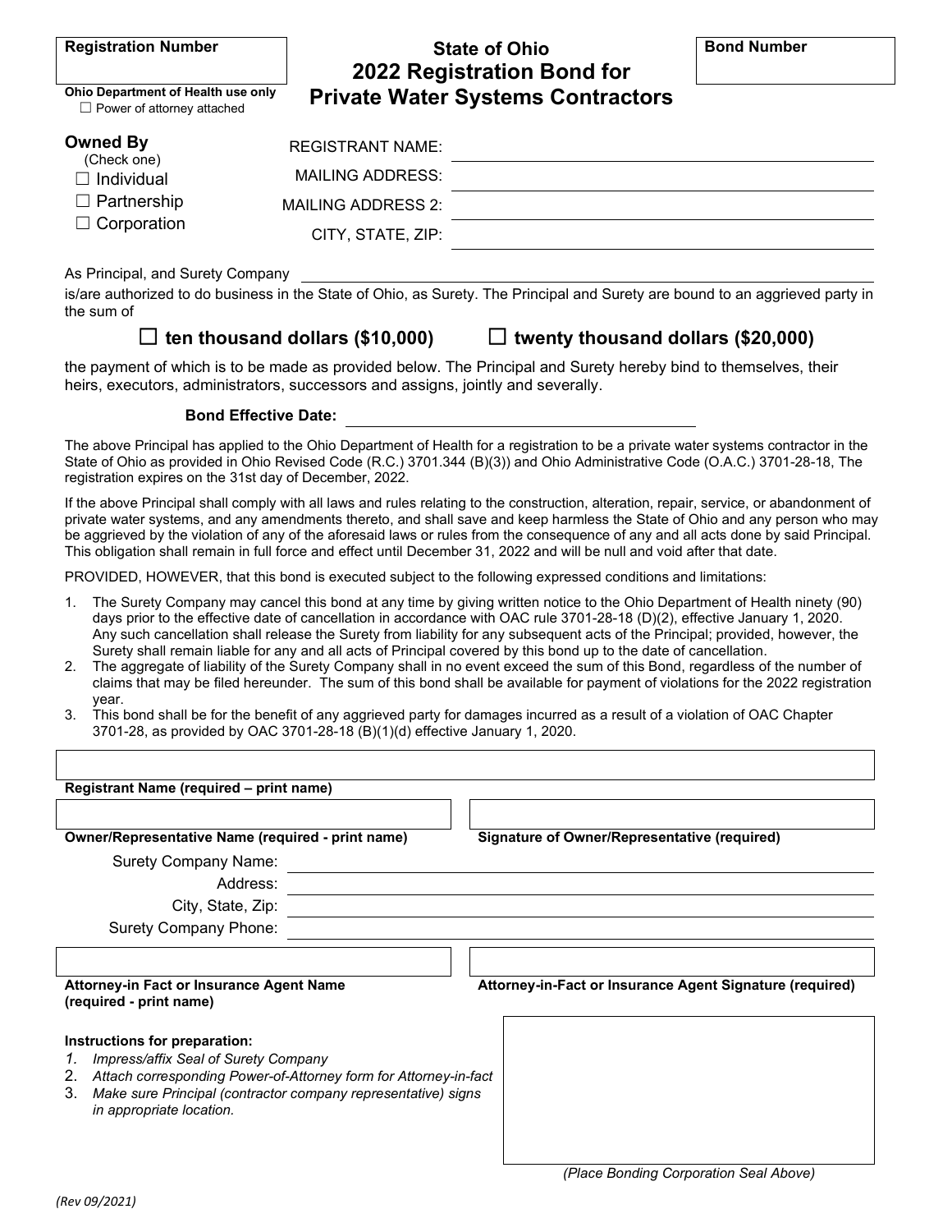**Registration Number**

**Ohio Department of Health use only**
☐ Power of attorney attached

# State of Ohio
# 2022 Registration Bond for Private Water Systems Contractors

**Bond Number**

**Owned By**
(Check one)
☐ Individual
☐ Partnership
☐ Corporation

REGISTRANT NAME: ______________________________

MAILING ADDRESS: ______________________________

MAILING ADDRESS 2: ______________________________

CITY, STATE, ZIP: ______________________________

As Principal, and Surety Company ______________________________ is/are authorized to do business in the State of Ohio, as Surety. The Principal and Surety are bound to an aggrieved party in the sum of

**☐ ten thousand dollars ($10,000)** **☐ twenty thousand dollars ($20,000)**

the payment of which is to be made as provided below. The Principal and Surety hereby bind to themselves, their heirs, executors, administrators, successors and assigns, jointly and severally.

**Bond Effective Date:** ______________________________

The above Principal has applied to the Ohio Department of Health for a registration to be a private water systems contractor in the State of Ohio as provided in Ohio Revised Code (R.C.) 3701.344 (B)(3)) and Ohio Administrative Code (O.A.C.) 3701-28-18, The registration expires on the 31st day of December, 2022.

If the above Principal shall comply with all laws and rules relating to the construction, alteration, repair, service, or abandonment of private water systems, and any amendments thereto, and shall save and keep harmless the State of Ohio and any person who may be aggrieved by the violation of any of the aforesaid laws or rules from the consequence of any and all acts done by said Principal. This obligation shall remain in full force and effect until December 31, 2022 and will be null and void after that date.

PROVIDED, HOWEVER, that this bond is executed subject to the following expressed conditions and limitations:

1. The Surety Company may cancel this bond at any time by giving written notice to the Ohio Department of Health ninety (90) days prior to the effective date of cancellation in accordance with OAC rule 3701-28-18 (D)(2), effective January 1, 2020. Any such cancellation shall release the Surety from liability for any subsequent acts of the Principal; provided, however, the Surety shall remain liable for any and all acts of Principal covered by this bond up to the date of cancellation.
2. The aggregate of liability of the Surety Company shall in no event exceed the sum of this Bond, regardless of the number of claims that may be filed hereunder. The sum of this bond shall be available for payment of violations for the 2022 registration year.
3. This bond shall be for the benefit of any aggrieved party for damages incurred as a result of a violation of OAC Chapter 3701-28, as provided by OAC 3701-28-18 (B)(1)(d) effective January 1, 2020.

**Registrant Name (required – print name)**

**Owner/Representative Name (required - print name)** **Signature of Owner/Representative (required)**

Surety Company Name: ______________________________

Address: ______________________________

City, State, Zip: ______________________________

Surety Company Phone: ______________________________

**Attorney-in Fact or Insurance Agent Name (required - print name)** **Attorney-in-Fact or Insurance Agent Signature (required)**

**Instructions for preparation:**

1. *Impress/affix Seal of Surety Company*
2. *Attach corresponding Power-of-Attorney form for Attorney-in-fact*
3. *Make sure Principal (contractor company representative) signs in appropriate location.*

*(Place Bonding Corporation Seal Above)*

*(Rev 09/2021)*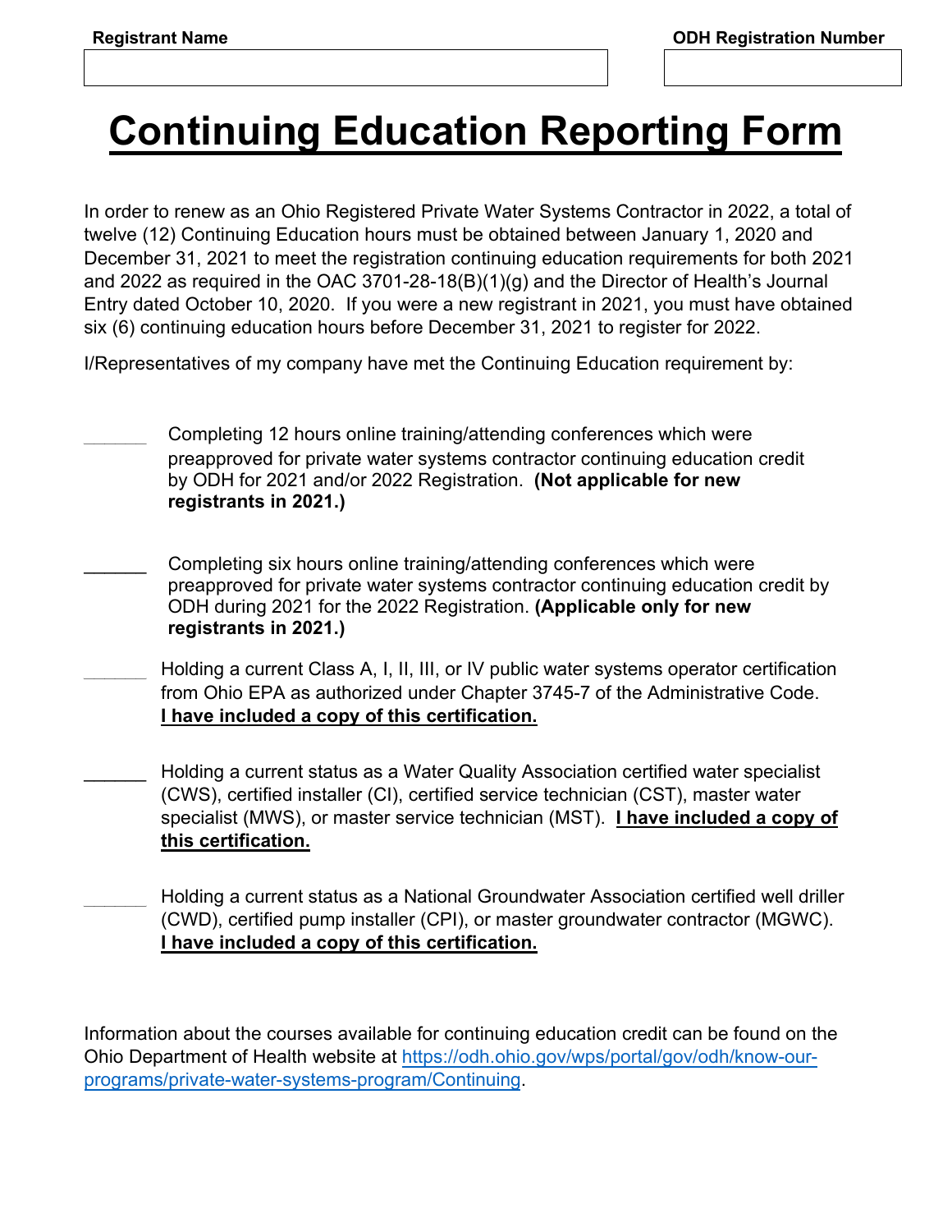| Registrant Name | ODH Registration Number |
| --- | --- |
| | |

# Continuing Education Reporting Form

In order to renew as an Ohio Registered Private Water Systems Contractor in 2022, a total of twelve (12) Continuing Education hours must be obtained between January 1, 2020 and December 31, 2021 to meet the registration continuing education requirements for both 2021 and 2022 as required in the OAC 3701-28-18(B)(1)(g) and the Director of Health's Journal Entry dated October 10, 2020. If you were a new registrant in 2021, you must have obtained six (6) continuing education hours before December 31, 2021 to register for 2022.

I/Representatives of my company have met the Continuing Education requirement by:

______ Completing 12 hours online training/attending conferences which were preapproved for private water systems contractor continuing education credit by ODH for 2021 and/or 2022 Registration. **(Not applicable for new registrants in 2021.)**

______ Completing six hours online training/attending conferences which were preapproved for private water systems contractor continuing education credit by ODH during 2021 for the 2022 Registration. **(Applicable only for new registrants in 2021.)**

______ Holding a current Class A, I, II, III, or IV public water systems operator certification from Ohio EPA as authorized under Chapter 3745-7 of the Administrative Code. **<u>I have included a copy of this certification.</u>**

______ Holding a current status as a Water Quality Association certified water specialist (CWS), certified installer (CI), certified service technician (CST), master water specialist (MWS), or master service technician (MST). **<u>I have included a copy of this certification.</u>**

______ Holding a current status as a National Groundwater Association certified well driller (CWD), certified pump installer (CPI), or master groundwater contractor (MGWC). **<u>I have included a copy of this certification.</u>**

Information about the courses available for continuing education credit can be found on the Ohio Department of Health website at https://odh.ohio.gov/wps/portal/gov/odh/know-our-programs/private-water-systems-program/Continuing.